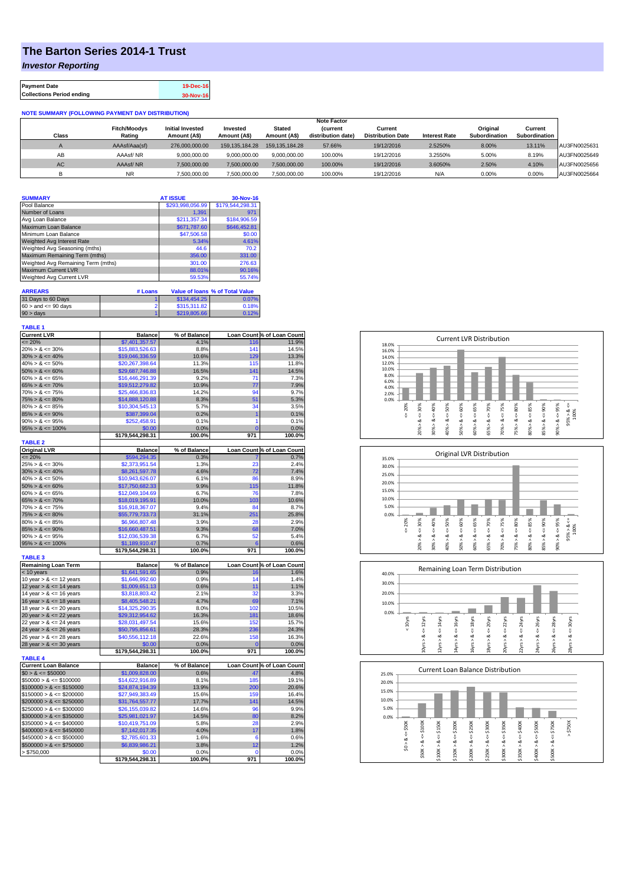# The Barton Series 2014-1 Trust

## *Investor Reporting*

| | |
|---|---|
| **Payment Date** | 19-Dec-16 |
| **Collections Period ending** | 30-Nov-16 |

**NOTE SUMMARY (FOLLOWING PAYMENT DAY DISTRIBUTION)**

| Class | Fitch/Moodys Rating | Initial Invested Amount (A$) | Invested Amount (A$) | Stated Amount (A$) | Note Factor (current distribution date) | Current Distribution Date | Interest Rate | Original Subordination | Current Subordination | |
|---|---|---|---|---|---|---|---|---|---|---|
| A | AAAsf/Aaa(sf) | 276,000,000.00 | 159,135,184.28 | 159,135,184.28 | 57.66% | 19/12/2016 | 2.5250% | 8.00% | 13.11% | AU3FN0025631 |
| AB | AAAsf/ NR | 9,000,000.00 | 9,000,000.00 | 9,000,000.00 | 100.00% | 19/12/2016 | 3.2550% | 5.00% | 8.19% | AU3FN0025649 |
| AC | AAAsf/ NR | 7,500,000.00 | 7,500,000.00 | 7,500,000.00 | 100.00% | 19/12/2016 | 3.6050% | 2.50% | 4.10% | AU3FN0025656 |
| B | NR | 7,500,000.00 | 7,500,000.00 | 7,500,000.00 | 100.00% | 19/12/2016 | N/A | 0.00% | 0.00% | AU3FN0025664 |

| SUMMARY | AT ISSUE | 30-Nov-16 |
|---|---|---|
| Pool Balance | $293,998,056.99 | $179,544,298.31 |
| Number of Loans | 1,391 | 971 |
| Avg Loan Balance | $211,357.34 | $184,906.59 |
| Maximum Loan Balance | $671,787.60 | $646,452.81 |
| Minimum Loan Balance | $47,506.58 | $0.00 |
| Weighted Avg Interest Rate | 5.34% | 4.61% |
| Weighted Avg Seasoning (mths) | 44.6 | 70.2 |
| Maximum Remaining Term (mths) | 356.00 | 331.00 |
| Weighted Avg Remaining Term (mths) | 301.00 | 276.63 |
| Maximum Current LVR | 88.01% | 90.16% |
| Weighted Avg Current LVR | 59.53% | 55.74% |

| ARREARS | # Loans | Value of loans | % of Total Value |
|---|---|---|---|
| 31 Days to 60 Days | 1 | $134,454.25 | 0.07% |
| 60 > and <= 90 days | 2 | $315,311.82 | 0.18% |
| 90 > days | 1 | $219,805.66 | 0.12% |

**TABLE 1**

| Current LVR | Balance | % of Balance | Loan Count | % of Loan Count |
|---|---|---|---|---|
| <= 20% | $7,401,357.57 | 4.1% | 116 | 11.9% |
| 20% > & <= 30% | $15,883,526.63 | 8.8% | 141 | 14.5% |
| 30% > & <= 40% | $19,046,336.59 | 10.6% | 129 | 13.3% |
| 40% > & <= 50% | $20,267,398.64 | 11.3% | 115 | 11.8% |
| 50% > & <= 60% | $29,687,746.88 | 16.5% | 141 | 14.5% |
| 60% > & <= 65% | $16,446,291.39 | 9.2% | 71 | 7.3% |
| 65% > & <= 70% | $19,512,279.82 | 10.9% | 77 | 7.9% |
| 70% > & <= 75% | $25,466,836.83 | 14.2% | 94 | 9.7% |
| 75% > & <= 80% | $14,888,120.88 | 8.3% | 51 | 5.3% |
| 80% > & <= 85% | $10,304,545.13 | 5.7% | 34 | 3.5% |
| 85% > & <= 90% | $387,399.04 | 0.2% | 1 | 0.1% |
| 90% > & <= 95% | $252,458.91 | 0.1% | 1 | 0.1% |
| 95% > & <= 100% | $0.00 | 0.0% | 0 | 0.0% |
| | $179,544,298.31 | 100.0% | 971 | 100.0% |

**TABLE 2**

| Original LVR | Balance | % of Balance | Loan Count | % of Loan Count |
|---|---|---|---|---|
| <= 20% | $594,294.35 | 0.3% | 7 | 0.7% |
| 25% > & <= 30% | $2,373,951.54 | 1.3% | 23 | 2.4% |
| 30% > & <= 40% | $8,261,597.78 | 4.6% | 72 | 7.4% |
| 40% > & <= 50% | $10,943,626.07 | 6.1% | 86 | 8.9% |
| 50% > & <= 60% | $17,750,682.33 | 9.9% | 115 | 11.8% |
| 60% > & <= 65% | $12,049,104.69 | 6.7% | 76 | 7.8% |
| 65% > & <= 70% | $18,019,195.91 | 10.0% | 103 | 10.6% |
| 70% > & <= 75% | $16,918,367.07 | 9.4% | 84 | 8.7% |
| 75% > & <= 80% | $55,779,733.73 | 31.1% | 251 | 25.8% |
| 80% > & <= 85% | $6,966,807.48 | 3.9% | 28 | 2.9% |
| 85% > & <= 90% | $16,660,487.51 | 9.3% | 68 | 7.0% |
| 90% > & <= 95% | $12,036,539.38 | 6.7% | 52 | 5.4% |
| 95% > & <= 100% | $1,189,910.47 | 0.7% | 6 | 0.6% |
| | $179,544,298.31 | 100.0% | 971 | 100.0% |

**TABLE 3**

| Remaining Loan Term | Balance | % of Balance | Loan Count | % of Loan Count |
|---|---|---|---|---|
| < 10 years | $1,641,591.65 | 0.9% | 16 | 1.6% |
| 10 year > & <= 12 years | $1,646,992.60 | 0.9% | 14 | 1.4% |
| 12 year > & <= 14 years | $1,009,651.13 | 0.6% | 11 | 1.1% |
| 14 year > & <= 16 years | $3,818,803.42 | 2.1% | 32 | 3.3% |
| 16 year > & <= 18 years | $8,405,548.21 | 4.7% | 69 | 7.1% |
| 18 year > & <= 20 years | $14,325,290.35 | 8.0% | 102 | 10.5% |
| 20 year > & <= 22 years | $29,312,954.62 | 16.3% | 181 | 18.6% |
| 22 year > & <= 24 years | $28,031,497.54 | 15.6% | 152 | 15.7% |
| 24 year > & <= 26 years | $50,795,856.61 | 28.3% | 236 | 24.3% |
| 26 year > & <= 28 years | $40,556,112.18 | 22.6% | 158 | 16.3% |
| 28 year > & <= 30 years | $0.00 | 0.0% | 0 | 0.0% |
| | $179,544,298.31 | 100.0% | 971 | 100.0% |

**TABLE 4**

| Current Loan Balance | Balance | % of Balance | Loan Count | % of Loan Count |
|---|---|---|---|---|
| $0 > & <= $50000 | $1,009,828.00 | 0.6% | 47 | 4.8% |
| $50000 > & <= $100000 | $14,622,916.89 | 8.1% | 185 | 19.1% |
| $100000 > & <= $150000 | $24,874,194.39 | 13.9% | 200 | 20.6% |
| $150000 > & <= $200000 | $27,949,383.49 | 15.6% | 159 | 16.4% |
| $200000 > & <= $250000 | $31,764,557.77 | 17.7% | 141 | 14.5% |
| $250000 > & <= $300000 | $26,155,039.82 | 14.6% | 96 | 9.9% |
| $300000 > & <= $350000 | $25,981,021.97 | 14.5% | 80 | 8.2% |
| $350000 > & <= $400000 | $10,419,751.09 | 5.8% | 28 | 2.9% |
| $400000 > & <= $450000 | $7,142,017.35 | 4.0% | 17 | 1.8% |
| $450000 > & <= $500000 | $2,785,601.33 | 1.6% | 6 | 0.6% |
| $500000 > & <= $750000 | $6,839,986.21 | 3.8% | 12 | 1.2% |
| > $750,000 | $0.00 | 0.0% | 0 | 0.0% |
| | $179,544,298.31 | 100.0% | 971 | 100.0% |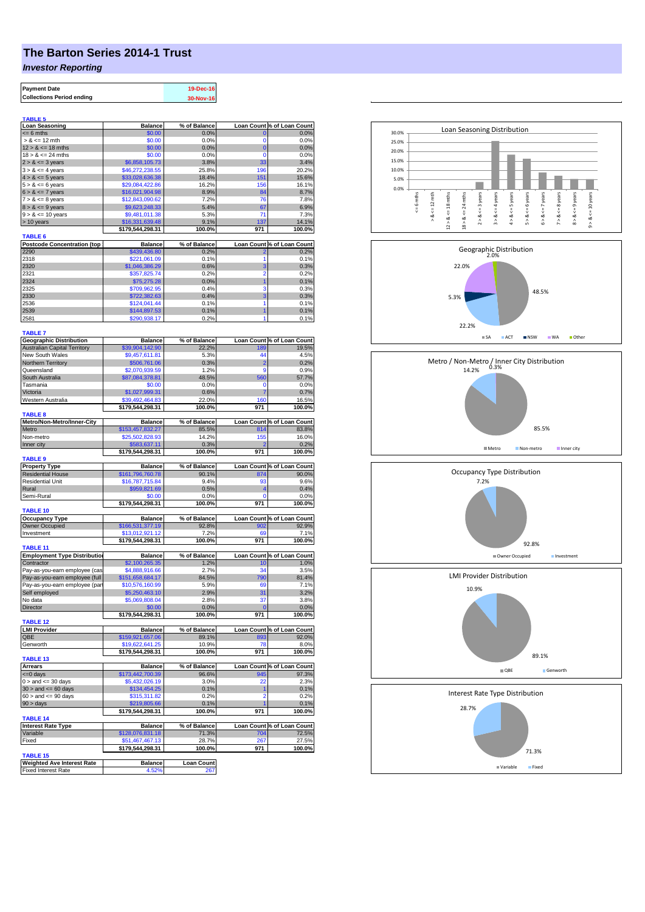# The Barton Series 2014-1 Trust

## *Investor Reporting*

| | |
|---|---|
| **Payment Date** | 19-Dec-16 |
| **Collections Period ending** | 30-Nov-16 |

**TABLE 5**

| Loan Seasoning | Balance | % of Balance | Loan Count | % of Loan Count |
|---|---|---|---|---|
| <= 6 mths | $0.00 | 0.0% | 0 | 0.0% |
| > & <= 12 mth | $0.00 | 0.0% | 0 | 0.0% |
| 12 > & <= 18 mths | $0.00 | 0.0% | 0 | 0.0% |
| 18 > & <= 24 mths | $0.00 | 0.0% | 0 | 0.0% |
| 2 > & <= 3 years | $6,858,105.73 | 3.8% | 33 | 3.4% |
| 3 > & <= 4 years | $46,272,238.55 | 25.8% | 196 | 20.2% |
| 4 > & <= 5 years | $33,028,636.38 | 18.4% | 151 | 15.6% |
| 5 > & <= 6 years | $29,084,422.86 | 16.2% | 156 | 16.1% |
| 6 > & <= 7 years | $16,021,904.98 | 8.9% | 84 | 8.7% |
| 7 > & <= 8 years | $12,843,090.62 | 7.2% | 76 | 7.8% |
| 8 > & <= 9 years | $9,623,248.33 | 5.4% | 67 | 6.9% |
| 9 > & <= 10 years | $9,481,011.38 | 5.3% | 71 | 7.3% |
| > 10 years | $16,331,639.48 | 9.1% | 137 | 14.1% |
| | $179,544,298.31 | 100.0% | 971 | 100.0% |

**TABLE 6**

| Postcode Concentration (top | Balance | % of Balance | Loan Count | % of Loan Count |
|---|---|---|---|---|
| 2290 | $439,436.80 | 0.2% | 2 | 0.2% |
| 2318 | $221,061.09 | 0.1% | 1 | 0.1% |
| 2320 | $1,046,386.29 | 0.6% | 3 | 0.3% |
| 2321 | $357,825.74 | 0.2% | 2 | 0.2% |
| 2324 | $75,275.28 | 0.0% | 1 | 0.1% |
| 2325 | $709,962.95 | 0.4% | 3 | 0.3% |
| 2330 | $722,382.63 | 0.4% | 3 | 0.3% |
| 2536 | $124,041.44 | 0.1% | 1 | 0.1% |
| 2539 | $144,897.53 | 0.1% | 1 | 0.1% |
| 2581 | $290,938.17 | 0.2% | 1 | 0.1% |

**TABLE 7**

| Geographic Distribution | Balance | % of Balance | Loan Count | % of Loan Count |
|---|---|---|---|---|
| Australian Capital Territory | $39,904,142.90 | 22.2% | 189 | 19.5% |
| New South Wales | $9,457,611.81 | 5.3% | 44 | 4.5% |
| Northern Territory | $506,761.06 | 0.3% | 2 | 0.2% |
| Queensland | $2,070,939.59 | 1.2% | 9 | 0.9% |
| South Australia | $87,084,378.81 | 48.5% | 560 | 57.7% |
| Tasmania | $0.00 | 0.0% | 0 | 0.0% |
| Victoria | $1,027,999.31 | 0.6% | 7 | 0.7% |
| Western Australia | $39,492,464.83 | 22.0% | 160 | 16.5% |
| | $179,544,298.31 | 100.0% | 971 | 100.0% |

**TABLE 8**

| Metro/Non-Metro/Inner-City | Balance | % of Balance | Loan Count | % of Loan Count |
|---|---|---|---|---|
| Metro | $153,457,832.27 | 85.5% | 814 | 83.8% |
| Non-metro | $25,502,828.93 | 14.2% | 155 | 16.0% |
| Inner city | $583,637.11 | 0.3% | 2 | 0.2% |
| | $179,544,298.31 | 100.0% | 971 | 100.0% |

**TABLE 9**

| Property Type | Balance | % of Balance | Loan Count | % of Loan Count |
|---|---|---|---|---|
| Residential House | $161,796,760.78 | 90.1% | 874 | 90.0% |
| Residential Unit | $16,787,715.84 | 9.4% | 93 | 9.6% |
| Rural | $959,821.69 | 0.5% | 4 | 0.4% |
| Semi-Rural | $0.00 | 0.0% | 0 | 0.0% |
| | $179,544,298.31 | 100.0% | 971 | 100.0% |

**TABLE 10**

| Occupancy Type | Balance | % of Balance | Loan Count | % of Loan Count |
|---|---|---|---|---|
| Owner Occupied | $166,531,377.19 | 92.8% | 902 | 92.9% |
| Investment | $13,012,921.12 | 7.2% | 69 | 7.1% |
| | $179,544,298.31 | 100.0% | 971 | 100.0% |

**TABLE 11**

| Employment Type Distribution | Balance | % of Balance | Loan Count | % of Loan Count |
|---|---|---|---|---|
| Contractor | $2,100,265.35 | 1.2% | 10 | 1.0% |
| Pay-as-you-earn employee (cas | $4,888,916.66 | 2.7% | 34 | 3.5% |
| Pay-as-you-earn employee (full | $151,658,684.17 | 84.5% | 790 | 81.4% |
| Pay-as-you-earn employee (part | $10,576,160.99 | 5.9% | 69 | 7.1% |
| Self employed | $5,250,463.10 | 2.9% | 31 | 3.2% |
| No data | $5,069,808.04 | 2.8% | 37 | 3.8% |
| Director | $0.00 | 0.0% | 0 | 0.0% |
| | $179,544,298.31 | 100.0% | 971 | 100.0% |

**TABLE 12**

| LMI Provider | Balance | % of Balance | Loan Count | % of Loan Count |
|---|---|---|---|---|
| QBE | $159,921,657.06 | 89.1% | 893 | 92.0% |
| Genworth | $19,622,641.25 | 10.9% | 78 | 8.0% |
| | $179,544,298.31 | 100.0% | 971 | 100.0% |

**TABLE 13**

| Arrears | Balance | % of Balance | Loan Count | % of Loan Count |
|---|---|---|---|---|
| <=0 days | $173,442,700.39 | 96.6% | 945 | 97.3% |
| 0 > and <= 30 days | $5,432,026.19 | 3.0% | 22 | 2.3% |
| 30 > and <= 60 days | $134,454.25 | 0.1% | 1 | 0.1% |
| 60 > and <= 90 days | $315,311.82 | 0.2% | 2 | 0.2% |
| 90 > days | $219,805.66 | 0.1% | 1 | 0.1% |
| | $179,544,298.31 | 100.0% | 971 | 100.0% |

**TABLE 14**

| Interest Rate Type | Balance | % of Balance | Loan Count | % of Loan Count |
|---|---|---|---|---|
| Variable | $128,076,831.18 | 71.3% | 704 | 72.5% |
| Fixed | $51,467,467.13 | 28.7% | 267 | 27.5% |
| | $179,544,298.31 | 100.0% | 971 | 100.0% |

**TABLE 15**

| Weighted Ave Interest Rate | Balance | Loan Count |
|---|---|---|
| Fixed Interest Rate | 4.52% | 267 |

Loan Seasoning Distribution

30.0%
25.0%
20.0%
15.0%
10.0%
5.0%
0.0%

<= 6 mths
> & <= 12 mth
12 > & <= 18 mths
18 > & <= 24 mths
2 > & <= 3 years
3 > & <= 4 years
4 > & <= 5 years
5 > & <= 6 years
6 > & <= 7 years
7 > & <= 8 years
8 > & <= 9 years
9 > & <= 10 years

Geographic Distribution

2.0%
22.0%
5.3%
48.5%
22.2%

SA ACT NSW WA Other

Metro / Non-Metro / Inner City Distribution

0.3%
14.2%
85.5%

Metro Non-metro Inner city

Occupancy Type Distribution

7.2%
92.8%

Owner Occupied Investment

LMI Provider Distribution

10.9%
89.1%

QBE Genworth

Interest Rate Type Distribution

28.7%
71.3%

Variable Fixed